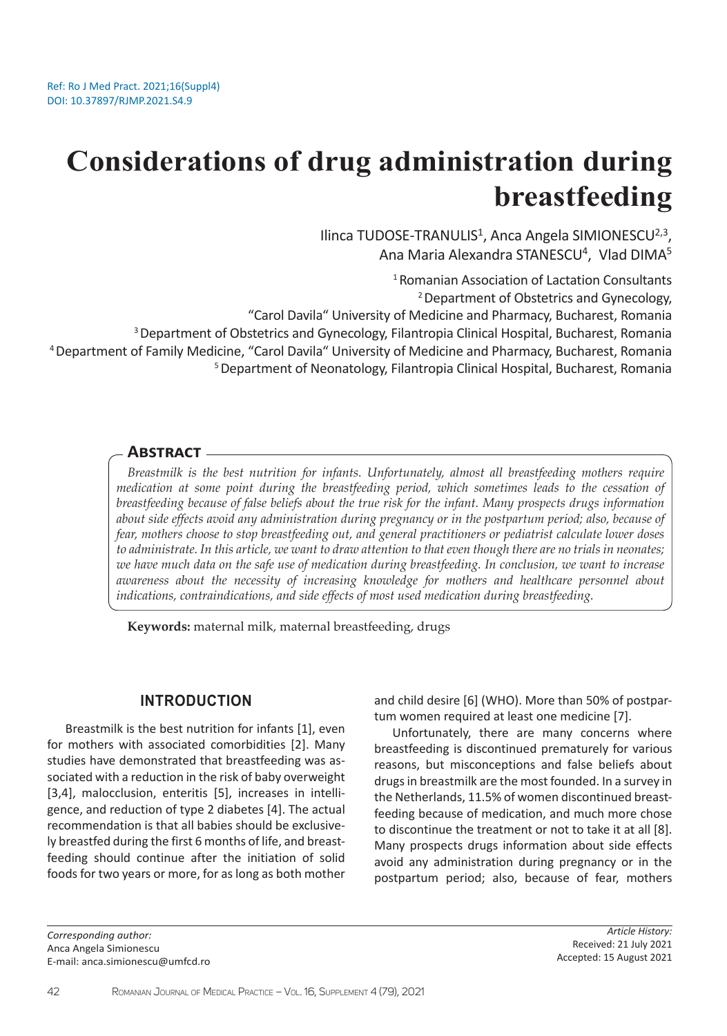Ref: Ro J Med Pract. 2021;16(Suppl4)
DOI: 10.37897/RJMP.2021.S4.9

# Considerations of drug administration during breastfeeding

Ilinca TUDOSE-TRANULIS[1], Anca Angela SIMIONESCU[2,3], Ana Maria Alexandra STANESCU[4], Vlad DIMA[5]

[1] Romanian Association of Lactation Consultants
[2] Department of Obstetrics and Gynecology, "Carol Davila" University of Medicine and Pharmacy, Bucharest, Romania
[3] Department of Obstetrics and Gynecology, Filantropia Clinical Hospital, Bucharest, Romania
[4] Department of Family Medicine, "Carol Davila" University of Medicine and Pharmacy, Bucharest, Romania
[5] Department of Neonatology, Filantropia Clinical Hospital, Bucharest, Romania

## Abstract

*Breastmilk is the best nutrition for infants. Unfortunately, almost all breastfeeding mothers require medication at some point during the breastfeeding period, which sometimes leads to the cessation of breastfeeding because of false beliefs about the true risk for the infant. Many prospects drugs information about side effects avoid any administration during pregnancy or in the postpartum period; also, because of fear, mothers choose to stop breastfeeding out, and general practitioners or pediatrist calculate lower doses to administrate. In this article, we want to draw attention to that even though there are no trials in neonates; we have much data on the safe use of medication during breastfeeding. In conclusion, we want to increase awareness about the necessity of increasing knowledge for mothers and healthcare personnel about indications, contraindications, and side effects of most used medication during breastfeeding.*

**Keywords:** maternal milk, maternal breastfeeding, drugs

## INTRODUCTION

Breastmilk is the best nutrition for infants [1], even for mothers with associated comorbidities [2]. Many studies have demonstrated that breastfeeding was associated with a reduction in the risk of baby overweight [3,4], malocclusion, enteritis [5], increases in intelligence, and reduction of type 2 diabetes [4]. The actual recommendation is that all babies should be exclusively breastfed during the first 6 months of life, and breastfeeding should continue after the initiation of solid foods for two years or more, for as long as both mother and child desire [6] (WHO). More than 50% of postpartum women required at least one medicine [7].

Unfortunately, there are many concerns where breastfeeding is discontinued prematurely for various reasons, but misconceptions and false beliefs about drugs in breastmilk are the most founded. In a survey in the Netherlands, 11.5% of women discontinued breastfeeding because of medication, and much more chose to discontinue the treatment or not to take it at all [8]. Many prospects drugs information about side effects avoid any administration during pregnancy or in the postpartum period; also, because of fear, mothers

*Corresponding author:*
Anca Angela Simionescu
E-mail: anca.simionescu@umfcd.ro

*Article History:*
Received: 21 July 2021
Accepted: 15 August 2021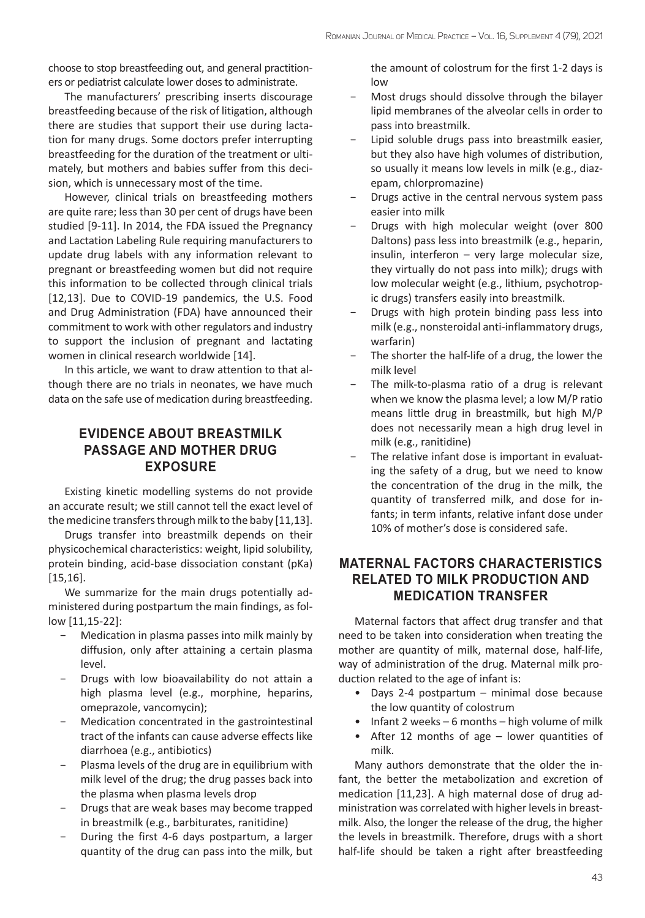choose to stop breastfeeding out, and general practitioners or pediatrist calculate lower doses to administrate.

The manufacturers' prescribing inserts discourage breastfeeding because of the risk of litigation, although there are studies that support their use during lactation for many drugs. Some doctors prefer interrupting breastfeeding for the duration of the treatment or ultimately, but mothers and babies suffer from this decision, which is unnecessary most of the time.

However, clinical trials on breastfeeding mothers are quite rare; less than 30 per cent of drugs have been studied [9-11]. In 2014, the FDA issued the Pregnancy and Lactation Labeling Rule requiring manufacturers to update drug labels with any information relevant to pregnant or breastfeeding women but did not require this information to be collected through clinical trials [12,13]. Due to COVID-19 pandemics, the U.S. Food and Drug Administration (FDA) have announced their commitment to work with other regulators and industry to support the inclusion of pregnant and lactating women in clinical research worldwide [14].

In this article, we want to draw attention to that although there are no trials in neonates, we have much data on the safe use of medication during breastfeeding.

## EVIDENCE ABOUT BREASTMILK PASSAGE AND MOTHER DRUG EXPOSURE

Existing kinetic modelling systems do not provide an accurate result; we still cannot tell the exact level of the medicine transfers through milk to the baby [11,13].

Drugs transfer into breastmilk depends on their physicochemical characteristics: weight, lipid solubility, protein binding, acid-base dissociation constant (pKa) [15,16].

We summarize for the main drugs potentially administered during postpartum the main findings, as follow [11,15-22]:

- Medication in plasma passes into milk mainly by diffusion, only after attaining a certain plasma level.
- Drugs with low bioavailability do not attain a high plasma level (e.g., morphine, heparins, omeprazole, vancomycin);
- Medication concentrated in the gastrointestinal tract of the infants can cause adverse effects like diarrhoea (e.g., antibiotics)
- Plasma levels of the drug are in equilibrium with milk level of the drug; the drug passes back into the plasma when plasma levels drop
- Drugs that are weak bases may become trapped in breastmilk (e.g., barbiturates, ranitidine)
- During the first 4-6 days postpartum, a larger quantity of the drug can pass into the milk, but the amount of colostrum for the first 1-2 days is low
- Most drugs should dissolve through the bilayer lipid membranes of the alveolar cells in order to pass into breastmilk.
- Lipid soluble drugs pass into breastmilk easier, but they also have high volumes of distribution, so usually it means low levels in milk (e.g., diazepam, chlorpromazine)
- Drugs active in the central nervous system pass easier into milk
- Drugs with high molecular weight (over 800 Daltons) pass less into breastmilk (e.g., heparin, insulin, interferon – very large molecular size, they virtually do not pass into milk); drugs with low molecular weight (e.g., lithium, psychotropic drugs) transfers easily into breastmilk.
- Drugs with high protein binding pass less into milk (e.g., nonsteroidal anti-inflammatory drugs, warfarin)
- The shorter the half-life of a drug, the lower the milk level
- The milk-to-plasma ratio of a drug is relevant when we know the plasma level; a low M/P ratio means little drug in breastmilk, but high M/P does not necessarily mean a high drug level in milk (e.g., ranitidine)
- The relative infant dose is important in evaluating the safety of a drug, but we need to know the concentration of the drug in the milk, the quantity of transferred milk, and dose for infants; in term infants, relative infant dose under 10% of mother's dose is considered safe.

## MATERNAL FACTORS CHARACTERISTICS RELATED TO MILK PRODUCTION AND MEDICATION TRANSFER

Maternal factors that affect drug transfer and that need to be taken into consideration when treating the mother are quantity of milk, maternal dose, half-life, way of administration of the drug. Maternal milk production related to the age of infant is:

- Days 2-4 postpartum – minimal dose because the low quantity of colostrum
- Infant 2 weeks – 6 months – high volume of milk
- After 12 months of age – lower quantities of milk.

Many authors demonstrate that the older the infant, the better the metabolization and excretion of medication [11,23]. A high maternal dose of drug administration was correlated with higher levels in breastmilk. Also, the longer the release of the drug, the higher the levels in breastmilk. Therefore, drugs with a short half-life should be taken a right after breastfeeding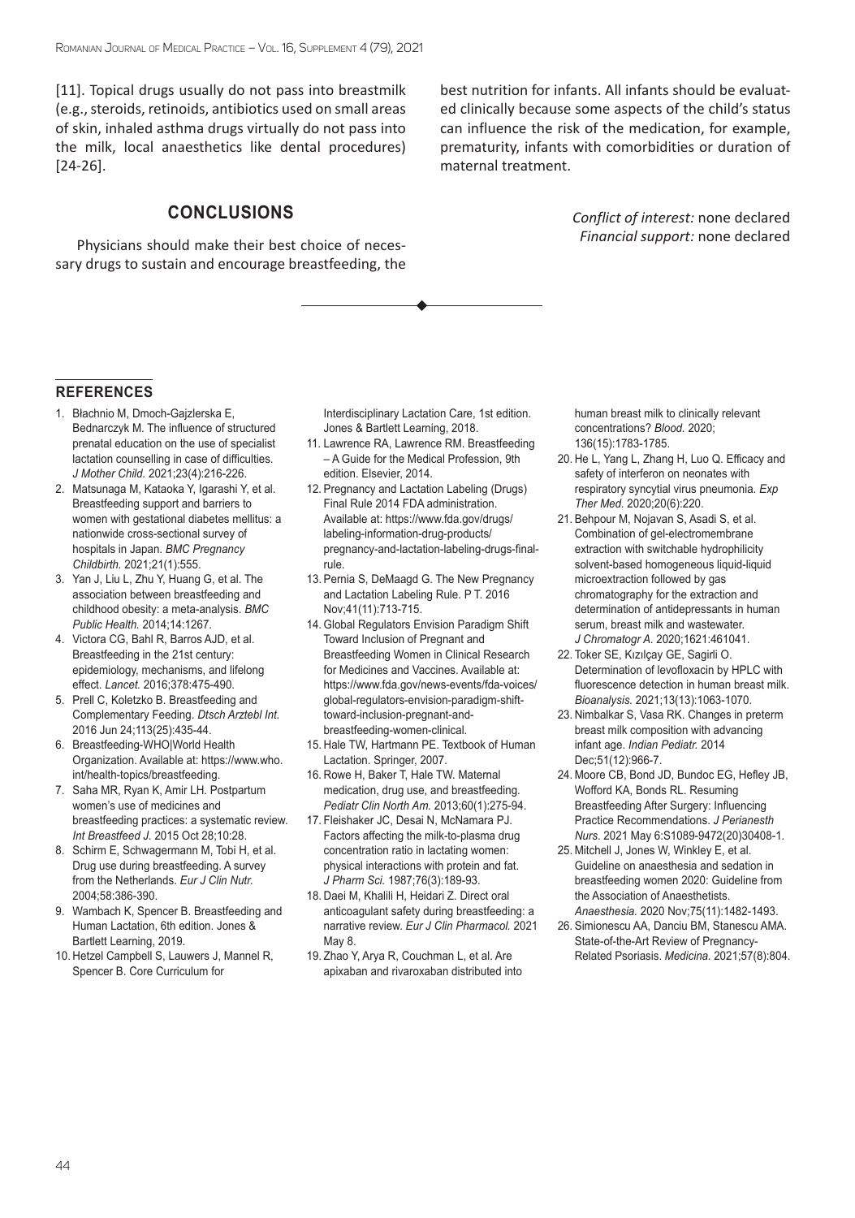[11]. Topical drugs usually do not pass into breastmilk (e.g., steroids, retinoids, antibiotics used on small areas of skin, inhaled asthma drugs virtually do not pass into the milk, local anaesthetics like dental procedures) [24-26].

## CONCLUSIONS

Physicians should make their best choice of necessary drugs to sustain and encourage breastfeeding, the best nutrition for infants. All infants should be evaluated clinically because some aspects of the child's status can influence the risk of the medication, for example, prematurity, infants with comorbidities or duration of maternal treatment.

*Conflict of interest:* none declared
*Financial support:* none declared

## REFERENCES

1. Błachnio M, Dmoch-Gajzlerska E, Bednarczyk M. The influence of structured prenatal education on the use of specialist lactation counselling in case of difficulties. *J Mother Child.* 2021;23(4):216-226.
2. Matsunaga M, Kataoka Y, Igarashi Y, et al. Breastfeeding support and barriers to women with gestational diabetes mellitus: a nationwide cross-sectional survey of hospitals in Japan. *BMC Pregnancy Childbirth.* 2021;21(1):555.
3. Yan J, Liu L, Zhu Y, Huang G, et al. The association between breastfeeding and childhood obesity: a meta-analysis. *BMC Public Health.* 2014;14:1267.
4. Victora CG, Bahl R, Barros AJD, et al. Breastfeeding in the 21st century: epidemiology, mechanisms, and lifelong effect. *Lancet.* 2016;378:475-490.
5. Prell C, Koletzko B. Breastfeeding and Complementary Feeding. *Dtsch Arztebl Int.* 2016 Jun 24;113(25):435-44.
6. Breastfeeding-WHO|World Health Organization. Available at: https://www.who.int/health-topics/breastfeeding.
7. Saha MR, Ryan K, Amir LH. Postpartum women's use of medicines and breastfeeding practices: a systematic review. *Int Breastfeed J.* 2015 Oct 28;10:28.
8. Schirm E, Schwagermann M, Tobi H, et al. Drug use during breastfeeding. A survey from the Netherlands. *Eur J Clin Nutr.* 2004;58:386-390.
9. Wambach K, Spencer B. Breastfeeding and Human Lactation, 6th edition. Jones & Bartlett Learning, 2019.
10. Hetzel Campbell S, Lauwers J, Mannel R, Spencer B. Core Curriculum for Interdisciplinary Lactation Care, 1st edition. Jones & Bartlett Learning, 2018.
11. Lawrence RA, Lawrence RM. Breastfeeding – A Guide for the Medical Profession, 9th edition. Elsevier, 2014.
12. Pregnancy and Lactation Labeling (Drugs) Final Rule 2014 FDA administration. Available at: https://www.fda.gov/drugs/labeling-information-drug-products/pregnancy-and-lactation-labeling-drugs-final-rule.
13. Pernia S, DeMaagd G. The New Pregnancy and Lactation Labeling Rule. P T. 2016 Nov;41(11):713-715.
14. Global Regulators Envision Paradigm Shift Toward Inclusion of Pregnant and Breastfeeding Women in Clinical Research for Medicines and Vaccines. Available at: https://www.fda.gov/news-events/fda-voices/global-regulators-envision-paradigm-shift-toward-inclusion-pregnant-and-breastfeeding-women-clinical.
15. Hale TW, Hartmann PE. Textbook of Human Lactation. Springer, 2007.
16. Rowe H, Baker T, Hale TW. Maternal medication, drug use, and breastfeeding. *Pediatr Clin North Am.* 2013;60(1):275-94.
17. Fleishaker JC, Desai N, McNamara PJ. Factors affecting the milk-to-plasma drug concentration ratio in lactating women: physical interactions with protein and fat. *J Pharm Sci.* 1987;76(3):189-93.
18. Daei M, Khalili H, Heidari Z. Direct oral anticoagulant safety during breastfeeding: a narrative review. *Eur J Clin Pharmacol.* 2021 May 8.
19. Zhao Y, Arya R, Couchman L, et al. Are apixaban and rivaroxaban distributed into human breast milk to clinically relevant concentrations? *Blood.* 2020; 136(15):1783-1785.
20. He L, Yang L, Zhang H, Luo Q. Efficacy and safety of interferon on neonates with respiratory syncytial virus pneumonia. *Exp Ther Med.* 2020;20(6):220.
21. Behpour M, Nojavan S, Asadi S, et al. Combination of gel-electromembrane extraction with switchable hydrophilicity solvent-based homogeneous liquid-liquid microextraction followed by gas chromatography for the extraction and determination of antidepressants in human serum, breast milk and wastewater. *J Chromatogr A.* 2020;1621:461041.
22. Toker SE, Kızılçay GE, Sagirli O. Determination of levofloxacin by HPLC with fluorescence detection in human breast milk. *Bioanalysis.* 2021;13(13):1063-1070.
23. Nimbalkar S, Vasa RK. Changes in preterm breast milk composition with advancing infant age. *Indian Pediatr.* 2014 Dec;51(12):966-7.
24. Moore CB, Bond JD, Bundoc EG, Hefley JB, Wofford KA, Bonds RL. Resuming Breastfeeding After Surgery: Influencing Practice Recommendations. *J Perianesth Nurs*. 2021 May 6:S1089-9472(20)30408-1.
25. Mitchell J, Jones W, Winkley E, et al. Guideline on anaesthesia and sedation in breastfeeding women 2020: Guideline from the Association of Anaesthetists. *Anaesthesia.* 2020 Nov;75(11):1482-1493.
26. Simionescu AA, Danciu BM, Stanescu AMA. State-of-the-Art Review of Pregnancy-Related Psoriasis. *Medicina.* 2021;57(8):804.